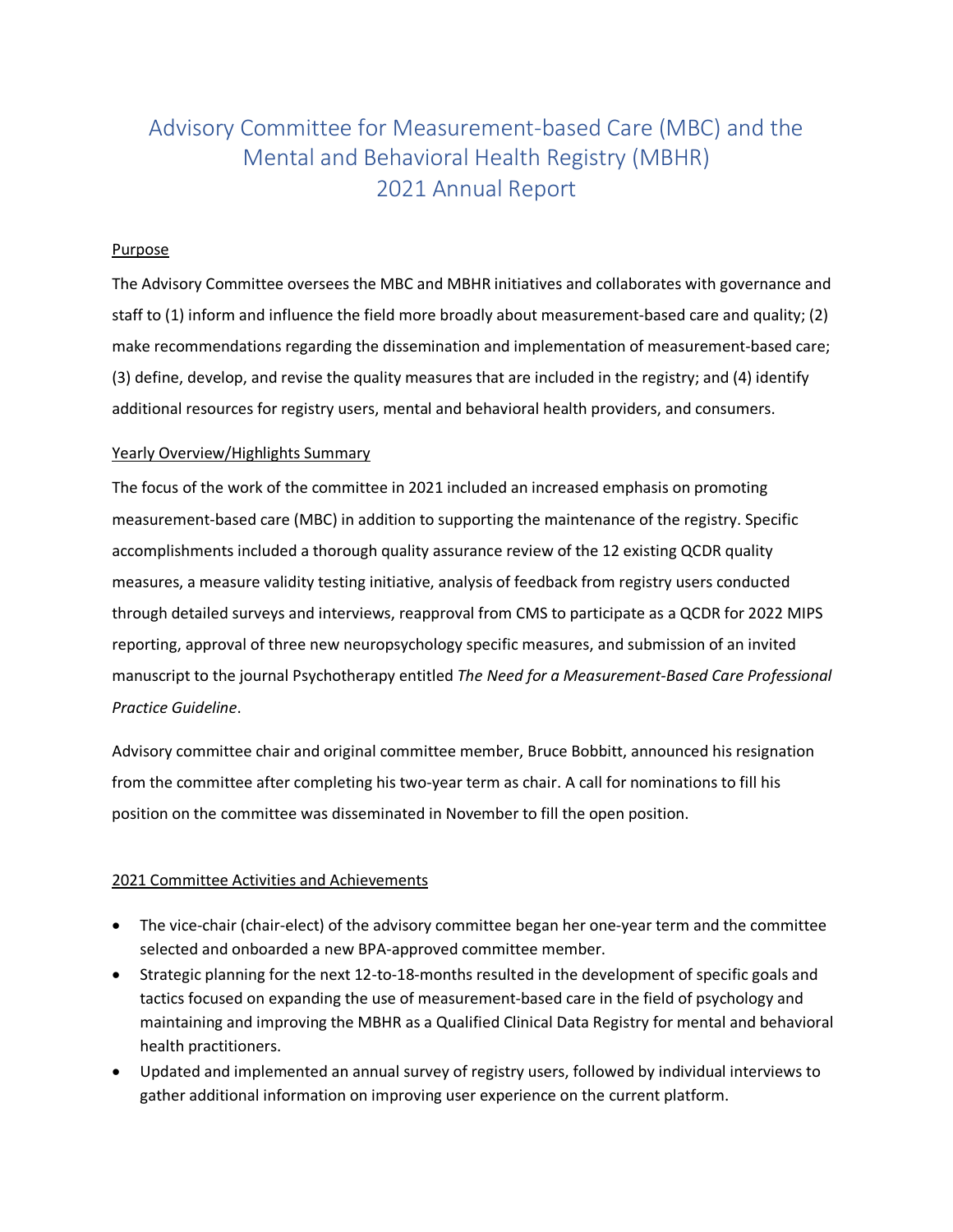# Advisory Committee for Measurement-based Care (MBC) and the Mental and Behavioral Health Registry (MBHR) 2021 Annual Report

## Purpose

The Advisory Committee oversees the MBC and MBHR initiatives and collaborates with governance and staff to (1) inform and influence the field more broadly about measurement-based care and quality; (2) make recommendations regarding the dissemination and implementation of measurement-based care; (3) define, develop, and revise the quality measures that are included in the registry; and (4) identify additional resources for registry users, mental and behavioral health providers, and consumers.

## Yearly Overview/Highlights Summary

The focus of the work of the committee in 2021 included an increased emphasis on promoting measurement-based care (MBC) in addition to supporting the maintenance of the registry. Specific accomplishments included a thorough quality assurance review of the 12 existing QCDR quality measures, a measure validity testing initiative, analysis of feedback from registry users conducted through detailed surveys and interviews, reapproval from CMS to participate as a QCDR for 2022 MIPS reporting, approval of three new neuropsychology specific measures, and submission of an invited manuscript to the journal Psychotherapy entitled *The Need for a Measurement-Based Care Professional Practice Guideline*.

Advisory committee chair and original committee member, Bruce Bobbitt, announced his resignation from the committee after completing his two-year term as chair. A call for nominations to fill his position on the committee was disseminated in November to fill the open position.

## 2021 Committee Activities and Achievements

- The vice-chair (chair-elect) of the advisory committee began her one-year term and the committee selected and onboarded a new BPA-approved committee member.
- Strategic planning for the next 12-to-18-months resulted in the development of specific goals and tactics focused on expanding the use of measurement-based care in the field of psychology and maintaining and improving the MBHR as a Qualified Clinical Data Registry for mental and behavioral health practitioners.
- Updated and implemented an annual survey of registry users, followed by individual interviews to gather additional information on improving user experience on the current platform.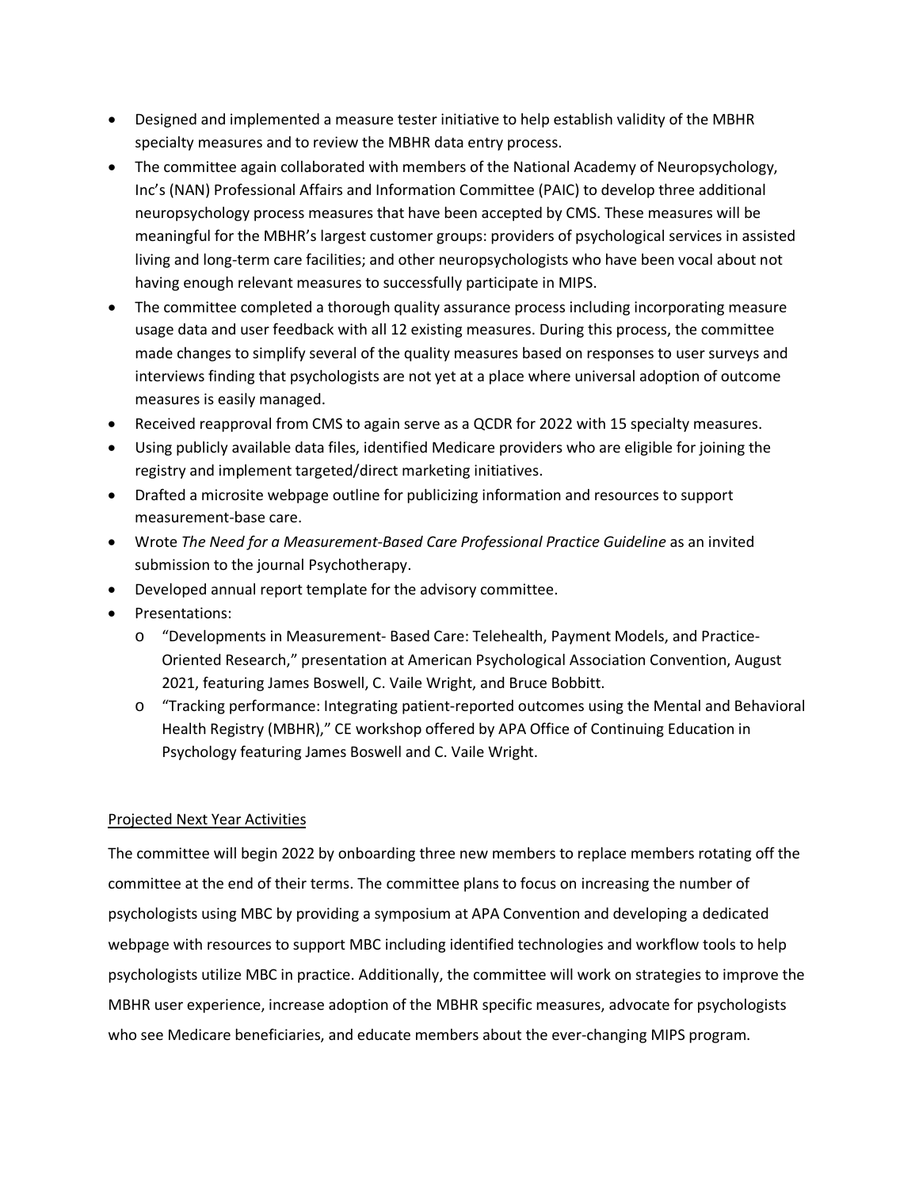- Designed and implemented a measure tester initiative to help establish validity of the MBHR specialty measures and to review the MBHR data entry process.
- The committee again collaborated with members of the National Academy of Neuropsychology, Inc's (NAN) Professional Affairs and Information Committee (PAIC) to develop three additional neuropsychology process measures that have been accepted by CMS. These measures will be meaningful for the MBHR's largest customer groups: providers of psychological services in assisted living and long-term care facilities; and other neuropsychologists who have been vocal about not having enough relevant measures to successfully participate in MIPS.
- The committee completed a thorough quality assurance process including incorporating measure usage data and user feedback with all 12 existing measures. During this process, the committee made changes to simplify several of the quality measures based on responses to user surveys and interviews finding that psychologists are not yet at a place where universal adoption of outcome measures is easily managed.
- Received reapproval from CMS to again serve as a QCDR for 2022 with 15 specialty measures.
- Using publicly available data files, identified Medicare providers who are eligible for joining the registry and implement targeted/direct marketing initiatives.
- Drafted a microsite webpage outline for publicizing information and resources to support measurement-base care.
- Wrote *The Need for a Measurement-Based Care Professional Practice Guideline* as an invited submission to the journal Psychotherapy.
- Developed annual report template for the advisory committee.
- Presentations:
  - "Developments in Measurement- Based Care: Telehealth, Payment Models, and Practice-Oriented Research," presentation at American Psychological Association Convention, August 2021, featuring James Boswell, C. Vaile Wright, and Bruce Bobbitt.
  - "Tracking performance: Integrating patient-reported outcomes using the Mental and Behavioral Health Registry (MBHR)," CE workshop offered by APA Office of Continuing Education in Psychology featuring James Boswell and C. Vaile Wright.

## Projected Next Year Activities

The committee will begin 2022 by onboarding three new members to replace members rotating off the committee at the end of their terms. The committee plans to focus on increasing the number of psychologists using MBC by providing a symposium at APA Convention and developing a dedicated webpage with resources to support MBC including identified technologies and workflow tools to help psychologists utilize MBC in practice. Additionally, the committee will work on strategies to improve the MBHR user experience, increase adoption of the MBHR specific measures, advocate for psychologists who see Medicare beneficiaries, and educate members about the ever-changing MIPS program.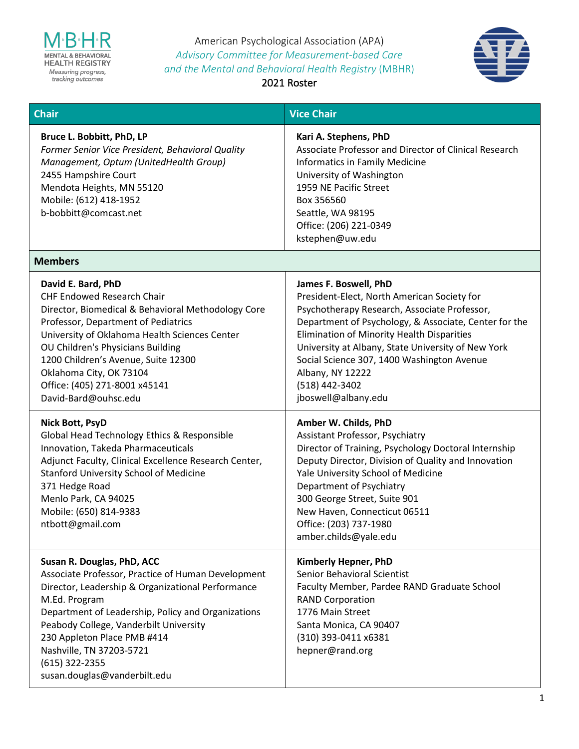American Psychological Association (APA)
*Advisory Committee for Measurement-based Care and the Mental and Behavioral Health Registry* (MBHR)
2021 Roster

| Chair | Vice Chair |
|---|---|
| **Bruce L. Bobbitt, PhD, LP**<br>*Former Senior Vice President, Behavioral Quality Management, Optum (UnitedHealth Group)*<br>2455 Hampshire Court<br>Mendota Heights, MN 55120<br>Mobile: (612) 418-1952<br>b-bobbitt@comcast.net | **Kari A. Stephens, PhD**<br>Associate Professor and Director of Clinical Research Informatics in Family Medicine<br>University of Washington<br>1959 NE Pacific Street<br>Box 356560<br>Seattle, WA 98195<br>Office: (206) 221-0349<br>kstephen@uw.edu |
| **Members** | |
| **David E. Bard, PhD**<br>CHF Endowed Research Chair<br>Director, Biomedical & Behavioral Methodology Core<br>Professor, Department of Pediatrics<br>University of Oklahoma Health Sciences Center<br>OU Children's Physicians Building<br>1200 Children's Avenue, Suite 12300<br>Oklahoma City, OK 73104<br>Office: (405) 271-8001 x45141<br>David-Bard@ouhsc.edu | **James F. Boswell, PhD**<br>President-Elect, North American Society for Psychotherapy Research, Associate Professor, Department of Psychology, & Associate, Center for the Elimination of Minority Health Disparities<br>University at Albany, State University of New York<br>Social Science 307, 1400 Washington Avenue<br>Albany, NY 12222<br>(518) 442-3402<br>jboswell@albany.edu |
| **Nick Bott, PsyD**<br>Global Head Technology Ethics & Responsible Innovation, Takeda Pharmaceuticals<br>Adjunct Faculty, Clinical Excellence Research Center, Stanford University School of Medicine<br>371 Hedge Road<br>Menlo Park, CA 94025<br>Mobile: (650) 814-9383<br>ntbott@gmail.com | **Amber W. Childs, PhD**<br>Assistant Professor, Psychiatry<br>Director of Training, Psychology Doctoral Internship<br>Deputy Director, Division of Quality and Innovation<br>Yale University School of Medicine<br>Department of Psychiatry<br>300 George Street, Suite 901<br>New Haven, Connecticut 06511<br>Office: (203) 737-1980<br>amber.childs@yale.edu |
| **Susan R. Douglas, PhD, ACC**<br>Associate Professor, Practice of Human Development<br>Director, Leadership & Organizational Performance M.Ed. Program<br>Department of Leadership, Policy and Organizations<br>Peabody College, Vanderbilt University<br>230 Appleton Place PMB #414<br>Nashville, TN 37203-5721<br>(615) 322-2355<br>susan.douglas@vanderbilt.edu | **Kimberly Hepner, PhD**<br>Senior Behavioral Scientist<br>Faculty Member, Pardee RAND Graduate School<br>RAND Corporation<br>1776 Main Street<br>Santa Monica, CA 90407<br>(310) 393-0411 x6381<br>hepner@rand.org |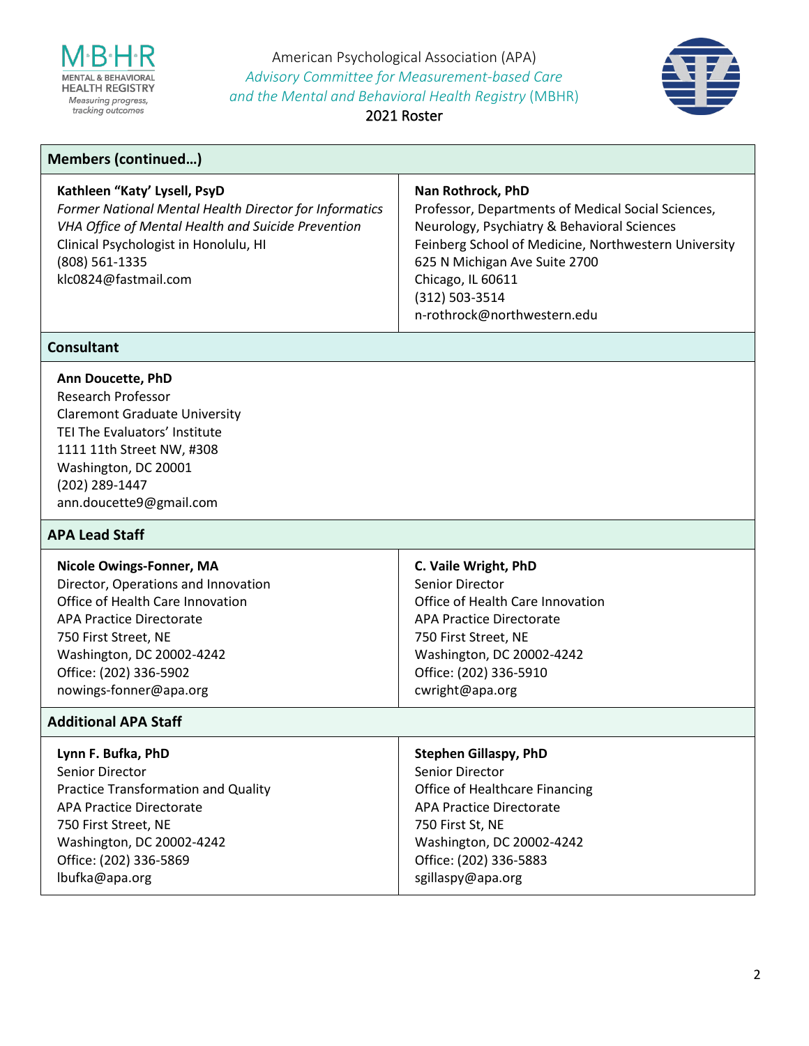American Psychological Association (APA)
*Advisory Committee for Measurement-based Care and the Mental and Behavioral Health Registry* (MBHR)
2021 Roster

## Members (continued…)

**Kathleen "Katy' Lysell, PsyD**
*Former National Mental Health Director for Informatics*
*VHA Office of Mental Health and Suicide Prevention*
Clinical Psychologist in Honolulu, HI
(808) 561-1335
klc0824@fastmail.com

**Nan Rothrock, PhD**
Professor, Departments of Medical Social Sciences, Neurology, Psychiatry & Behavioral Sciences
Feinberg School of Medicine, Northwestern University
625 N Michigan Ave Suite 2700
Chicago, IL 60611
(312) 503-3514
n-rothrock@northwestern.edu

## Consultant

**Ann Doucette, PhD**
Research Professor
Claremont Graduate University
TEI The Evaluators' Institute
1111 11th Street NW, #308
Washington, DC 20001
(202) 289-1447
ann.doucette9@gmail.com

## APA Lead Staff

**Nicole Owings-Fonner, MA**
Director, Operations and Innovation
Office of Health Care Innovation
APA Practice Directorate
750 First Street, NE
Washington, DC 20002-4242
Office: (202) 336-5902
nowings-fonner@apa.org

**C. Vaile Wright, PhD**
Senior Director
Office of Health Care Innovation
APA Practice Directorate
750 First Street, NE
Washington, DC 20002-4242
Office: (202) 336-5910
cwright@apa.org

## Additional APA Staff

**Lynn F. Bufka, PhD**
Senior Director
Practice Transformation and Quality
APA Practice Directorate
750 First Street, NE
Washington, DC 20002-4242
Office: (202) 336-5869
lbufka@apa.org

**Stephen Gillaspy, PhD**
Senior Director
Office of Healthcare Financing
APA Practice Directorate
750 First St, NE
Washington, DC 20002-4242
Office: (202) 336-5883
sgillaspy@apa.org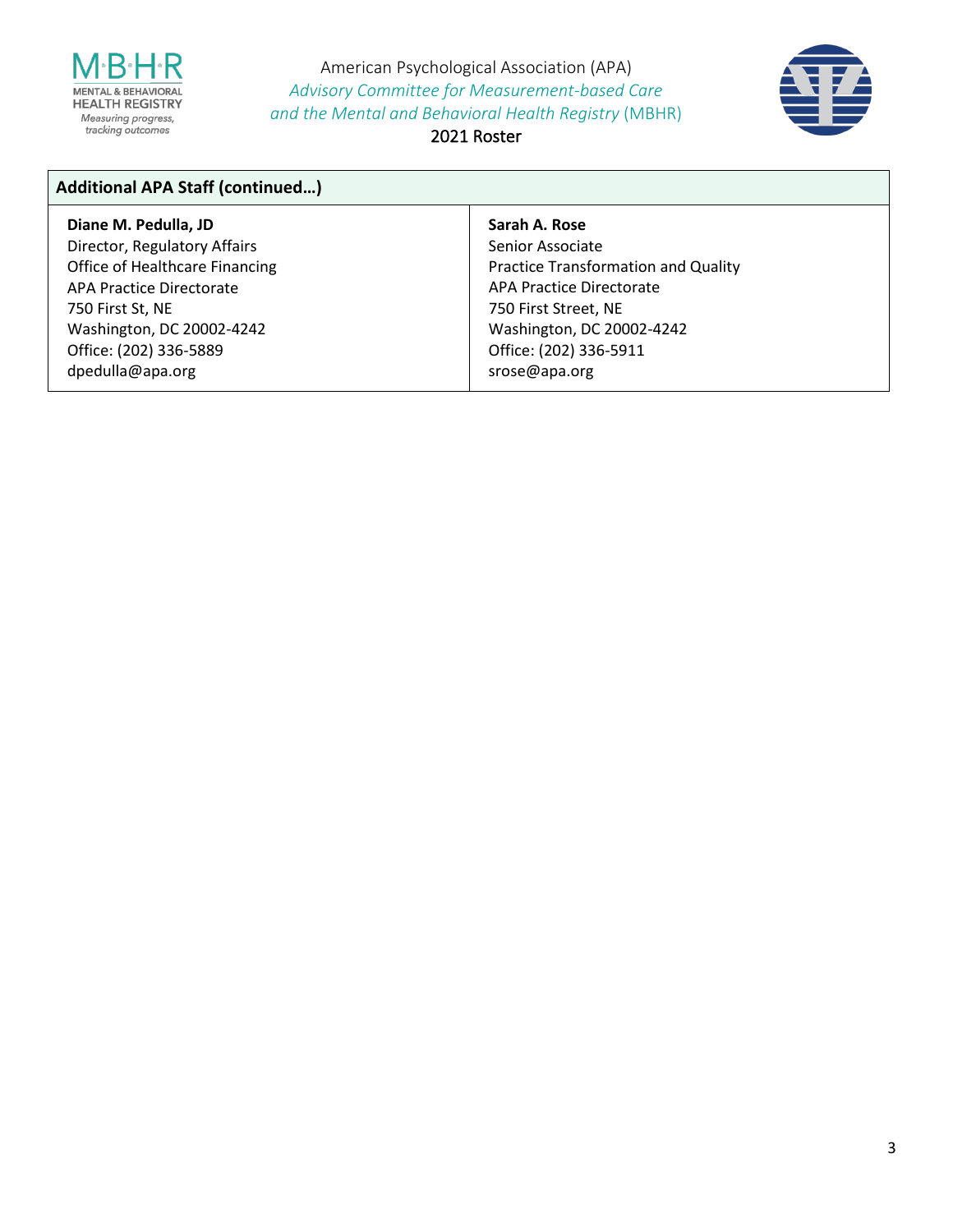American Psychological Association (APA)
*Advisory Committee for Measurement-based Care and the Mental and Behavioral Health Registry* (MBHR)
2021 Roster

## Additional APA Staff (continued…)

| | |
|---|---|
| **Diane M. Pedulla, JD**<br>Director, Regulatory Affairs<br>Office of Healthcare Financing<br>APA Practice Directorate<br>750 First St, NE<br>Washington, DC 20002-4242<br>Office: (202) 336-5889<br>dpedulla@apa.org | **Sarah A. Rose**<br>Senior Associate<br>Practice Transformation and Quality<br>APA Practice Directorate<br>750 First Street, NE<br>Washington, DC 20002-4242<br>Office: (202) 336-5911<br>srose@apa.org |